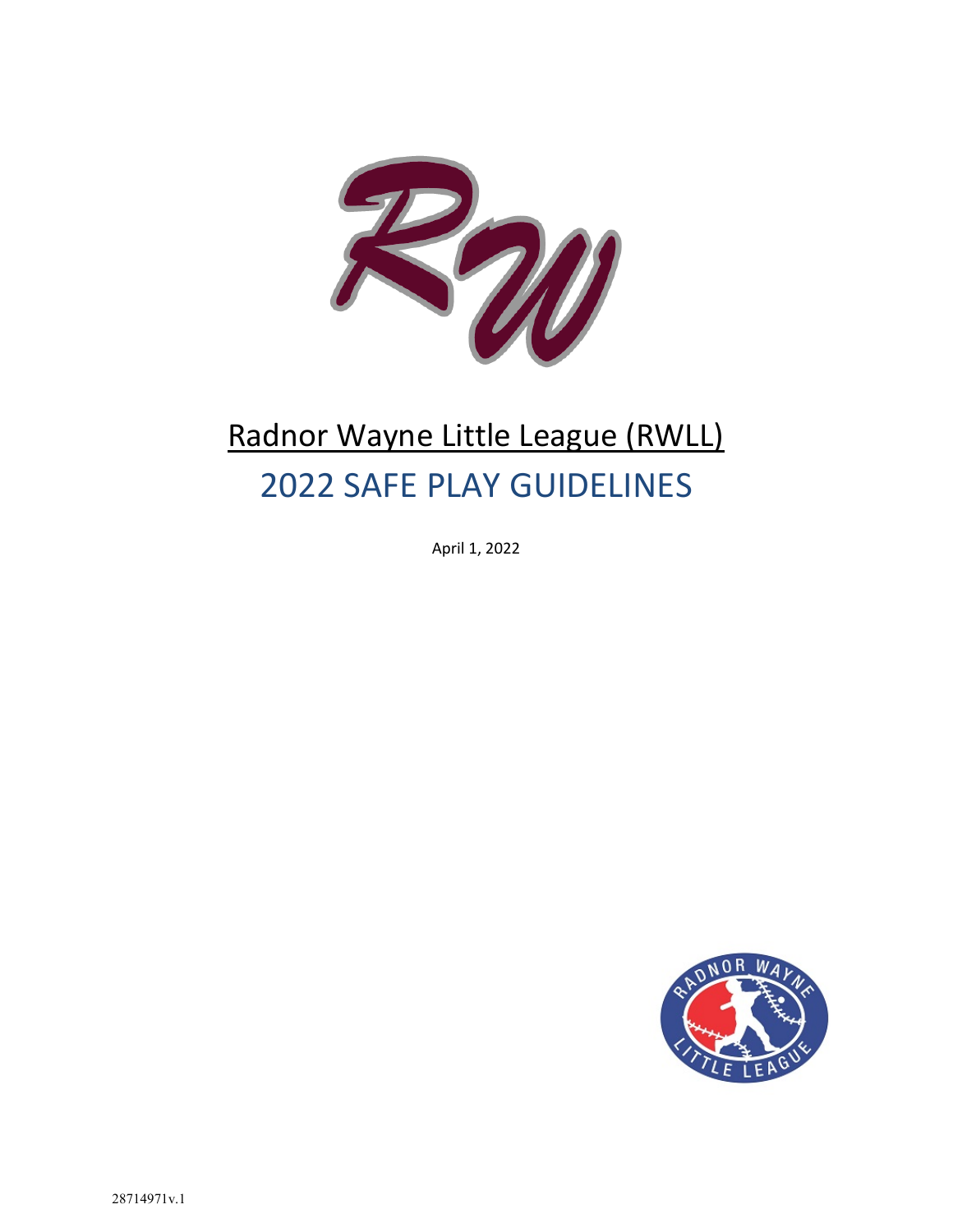# Radnor Wayne Little League (RWLL)

## 2022 SAFE PLAY GUIDELINES

April 1, 2022

28714971v.1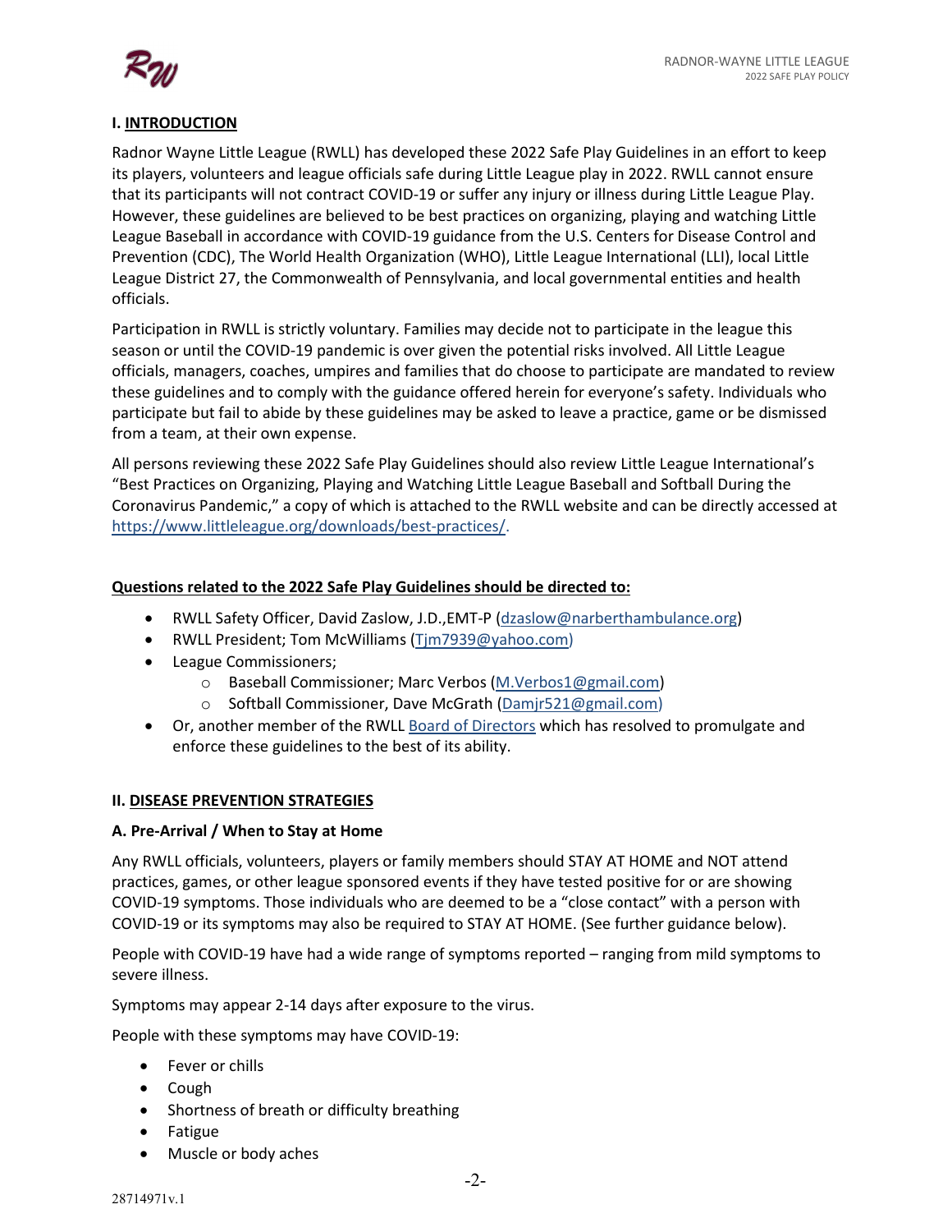## I. INTRODUCTION

Radnor Wayne Little League (RWLL) has developed these 2022 Safe Play Guidelines in an effort to keep its players, volunteers and league officials safe during Little League play in 2022. RWLL cannot ensure that its participants will not contract COVID-19 or suffer any injury or illness during Little League Play. However, these guidelines are believed to be best practices on organizing, playing and watching Little League Baseball in accordance with COVID-19 guidance from the U.S. Centers for Disease Control and Prevention (CDC), The World Health Organization (WHO), Little League International (LLI), local Little League District 27, the Commonwealth of Pennsylvania, and local governmental entities and health officials.

Participation in RWLL is strictly voluntary. Families may decide not to participate in the league this season or until the COVID-19 pandemic is over given the potential risks involved. All Little League officials, managers, coaches, umpires and families that do choose to participate are mandated to review these guidelines and to comply with the guidance offered herein for everyone's safety. Individuals who participate but fail to abide by these guidelines may be asked to leave a practice, game or be dismissed from a team, at their own expense.

All persons reviewing these 2022 Safe Play Guidelines should also review Little League International's "Best Practices on Organizing, Playing and Watching Little League Baseball and Softball During the Coronavirus Pandemic," a copy of which is attached to the RWLL website and can be directly accessed at https://www.littleleague.org/downloads/best-practices/.

**Questions related to the 2022 Safe Play Guidelines should be directed to:**

- RWLL Safety Officer, David Zaslow, J.D.,EMT-P (dzaslow@narberthambulance.org)
- RWLL President; Tom McWilliams (Tjm7939@yahoo.com)
- League Commissioners;
  - Baseball Commissioner; Marc Verbos (M.Verbos1@gmail.com)
  - Softball Commissioner, Dave McGrath (Damjr521@gmail.com)
- Or, another member of the RWLL Board of Directors which has resolved to promulgate and enforce these guidelines to the best of its ability.

## II. DISEASE PREVENTION STRATEGIES

### A. Pre-Arrival / When to Stay at Home

Any RWLL officials, volunteers, players or family members should STAY AT HOME and NOT attend practices, games, or other league sponsored events if they have tested positive for or are showing COVID-19 symptoms. Those individuals who are deemed to be a "close contact" with a person with COVID-19 or its symptoms may also be required to STAY AT HOME. (See further guidance below).

People with COVID-19 have had a wide range of symptoms reported – ranging from mild symptoms to severe illness.

Symptoms may appear 2-14 days after exposure to the virus.

People with these symptoms may have COVID-19:

- Fever or chills
- Cough
- Shortness of breath or difficulty breathing
- Fatigue
- Muscle or body aches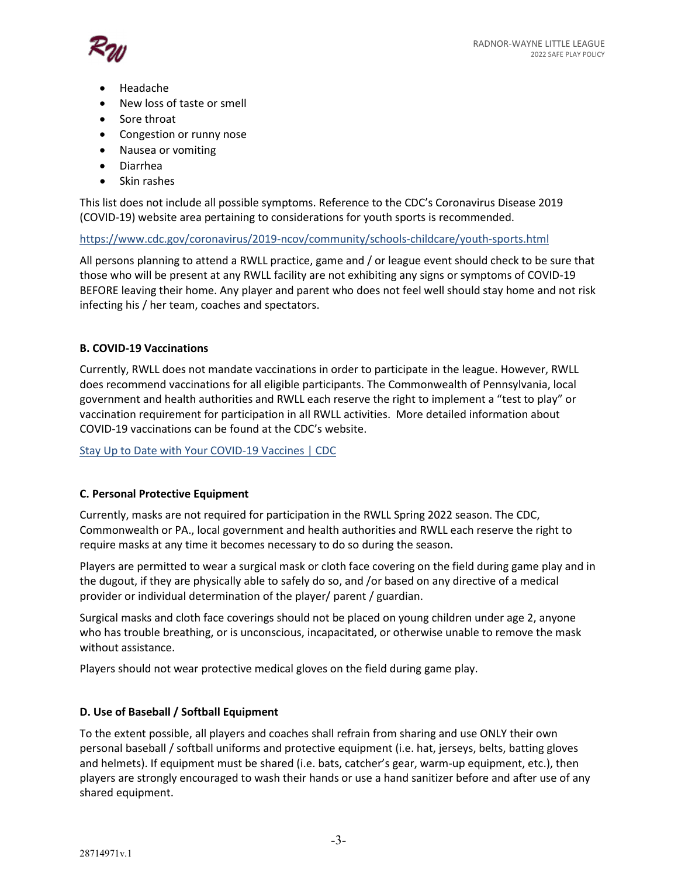- Headache
- New loss of taste or smell
- Sore throat
- Congestion or runny nose
- Nausea or vomiting
- Diarrhea
- Skin rashes

This list does not include all possible symptoms. Reference to the CDC's Coronavirus Disease 2019 (COVID-19) website area pertaining to considerations for youth sports is recommended.

https://www.cdc.gov/coronavirus/2019-ncov/community/schools-childcare/youth-sports.html

All persons planning to attend a RWLL practice, game and / or league event should check to be sure that those who will be present at any RWLL facility are not exhibiting any signs or symptoms of COVID-19 BEFORE leaving their home. Any player and parent who does not feel well should stay home and not risk infecting his / her team, coaches and spectators.

**B. COVID-19 Vaccinations**

Currently, RWLL does not mandate vaccinations in order to participate in the league. However, RWLL does recommend vaccinations for all eligible participants. The Commonwealth of Pennsylvania, local government and health authorities and RWLL each reserve the right to implement a "test to play" or vaccination requirement for participation in all RWLL activities. More detailed information about COVID-19 vaccinations can be found at the CDC's website.

Stay Up to Date with Your COVID-19 Vaccines | CDC

**C. Personal Protective Equipment**

Currently, masks are not required for participation in the RWLL Spring 2022 season. The CDC, Commonwealth or PA., local government and health authorities and RWLL each reserve the right to require masks at any time it becomes necessary to do so during the season.

Players are permitted to wear a surgical mask or cloth face covering on the field during game play and in the dugout, if they are physically able to safely do so, and /or based on any directive of a medical provider or individual determination of the player/ parent / guardian.

Surgical masks and cloth face coverings should not be placed on young children under age 2, anyone who has trouble breathing, or is unconscious, incapacitated, or otherwise unable to remove the mask without assistance.

Players should not wear protective medical gloves on the field during game play.

**D. Use of Baseball / Softball Equipment**

To the extent possible, all players and coaches shall refrain from sharing and use ONLY their own personal baseball / softball uniforms and protective equipment (i.e. hat, jerseys, belts, batting gloves and helmets). If equipment must be shared (i.e. bats, catcher's gear, warm-up equipment, etc.), then players are strongly encouraged to wash their hands or use a hand sanitizer before and after use of any shared equipment.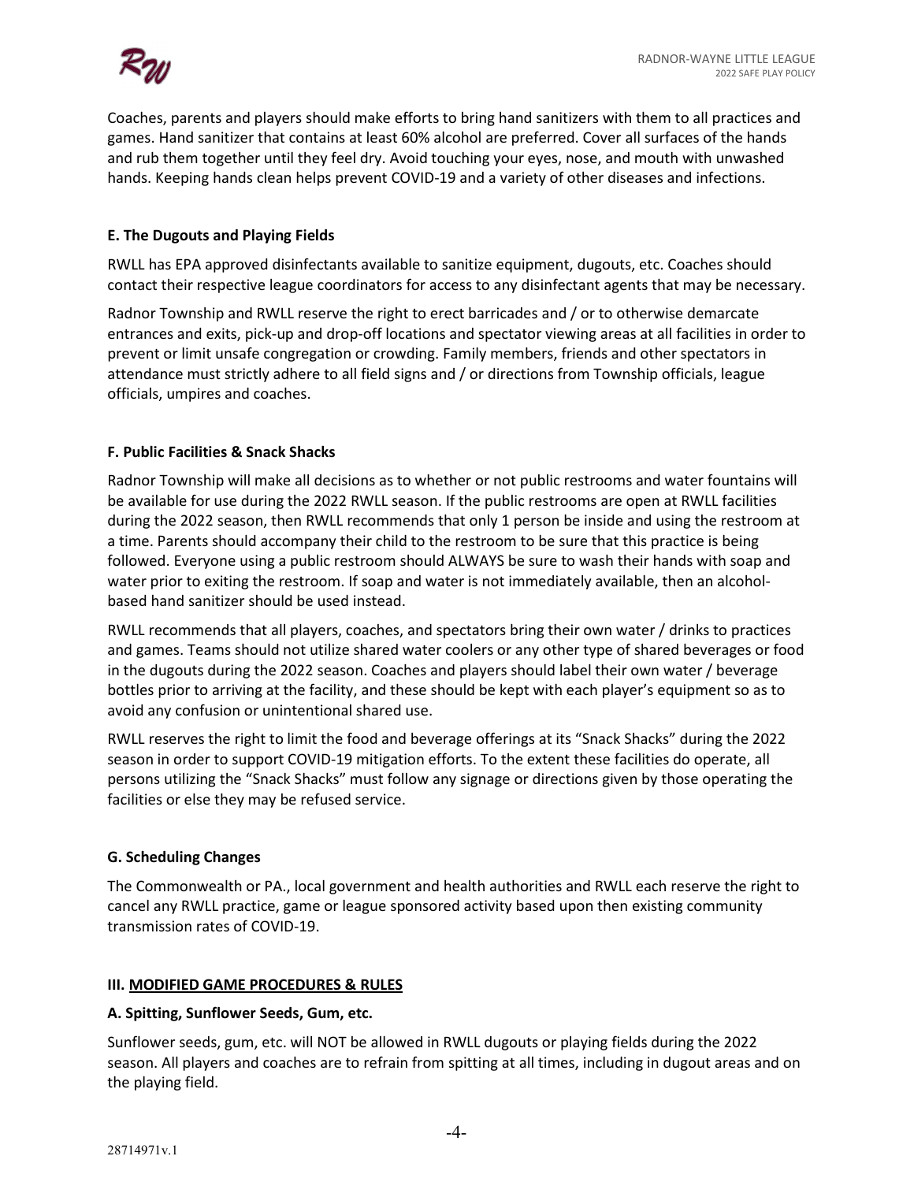Coaches, parents and players should make efforts to bring hand sanitizers with them to all practices and games. Hand sanitizer that contains at least 60% alcohol are preferred. Cover all surfaces of the hands and rub them together until they feel dry. Avoid touching your eyes, nose, and mouth with unwashed hands. Keeping hands clean helps prevent COVID-19 and a variety of other diseases and infections.

**E. The Dugouts and Playing Fields**

RWLL has EPA approved disinfectants available to sanitize equipment, dugouts, etc. Coaches should contact their respective league coordinators for access to any disinfectant agents that may be necessary.

Radnor Township and RWLL reserve the right to erect barricades and / or to otherwise demarcate entrances and exits, pick-up and drop-off locations and spectator viewing areas at all facilities in order to prevent or limit unsafe congregation or crowding. Family members, friends and other spectators in attendance must strictly adhere to all field signs and / or directions from Township officials, league officials, umpires and coaches.

**F. Public Facilities & Snack Shacks**

Radnor Township will make all decisions as to whether or not public restrooms and water fountains will be available for use during the 2022 RWLL season. If the public restrooms are open at RWLL facilities during the 2022 season, then RWLL recommends that only 1 person be inside and using the restroom at a time. Parents should accompany their child to the restroom to be sure that this practice is being followed. Everyone using a public restroom should ALWAYS be sure to wash their hands with soap and water prior to exiting the restroom. If soap and water is not immediately available, then an alcohol-based hand sanitizer should be used instead.

RWLL recommends that all players, coaches, and spectators bring their own water / drinks to practices and games. Teams should not utilize shared water coolers or any other type of shared beverages or food in the dugouts during the 2022 season. Coaches and players should label their own water / beverage bottles prior to arriving at the facility, and these should be kept with each player's equipment so as to avoid any confusion or unintentional shared use.

RWLL reserves the right to limit the food and beverage offerings at its "Snack Shacks" during the 2022 season in order to support COVID-19 mitigation efforts. To the extent these facilities do operate, all persons utilizing the "Snack Shacks" must follow any signage or directions given by those operating the facilities or else they may be refused service.

**G. Scheduling Changes**

The Commonwealth or PA., local government and health authorities and RWLL each reserve the right to cancel any RWLL practice, game or league sponsored activity based upon then existing community transmission rates of COVID-19.

**III. <u>MODIFIED GAME PROCEDURES & RULES</u>**

**A. Spitting, Sunflower Seeds, Gum, etc.**

Sunflower seeds, gum, etc. will NOT be allowed in RWLL dugouts or playing fields during the 2022 season. All players and coaches are to refrain from spitting at all times, including in dugout areas and on the playing field.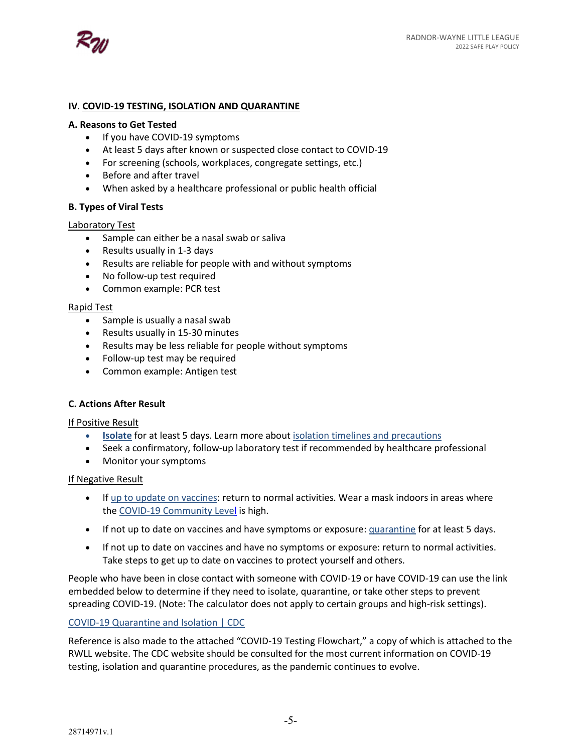## IV. COVID-19 TESTING, ISOLATION AND QUARANTINE

### A. Reasons to Get Tested

- If you have COVID-19 symptoms
- At least 5 days after known or suspected close contact to COVID-19
- For screening (schools, workplaces, congregate settings, etc.)
- Before and after travel
- When asked by a healthcare professional or public health official

### B. Types of Viral Tests

Laboratory Test

- Sample can either be a nasal swab or saliva
- Results usually in 1-3 days
- Results are reliable for people with and without symptoms
- No follow-up test required
- Common example: PCR test

Rapid Test

- Sample is usually a nasal swab
- Results usually in 15-30 minutes
- Results may be less reliable for people without symptoms
- Follow-up test may be required
- Common example: Antigen test

### C. Actions After Result

If Positive Result

- **Isolate** for at least 5 days. Learn more about isolation timelines and precautions
- Seek a confirmatory, follow-up laboratory test if recommended by healthcare professional
- Monitor your symptoms

If Negative Result

- If up to update on vaccines: return to normal activities. Wear a mask indoors in areas where the COVID-19 Community Level is high.
- If not up to date on vaccines and have symptoms or exposure: quarantine for at least 5 days.
- If not up to date on vaccines and have no symptoms or exposure: return to normal activities. Take steps to get up to date on vaccines to protect yourself and others.

People who have been in close contact with someone with COVID-19 or have COVID-19 can use the link embedded below to determine if they need to isolate, quarantine, or take other steps to prevent spreading COVID-19. (Note: The calculator does not apply to certain groups and high-risk settings).

COVID-19 Quarantine and Isolation | CDC

Reference is also made to the attached "COVID-19 Testing Flowchart," a copy of which is attached to the RWLL website. The CDC website should be consulted for the most current information on COVID-19 testing, isolation and quarantine procedures, as the pandemic continues to evolve.

28714971v.1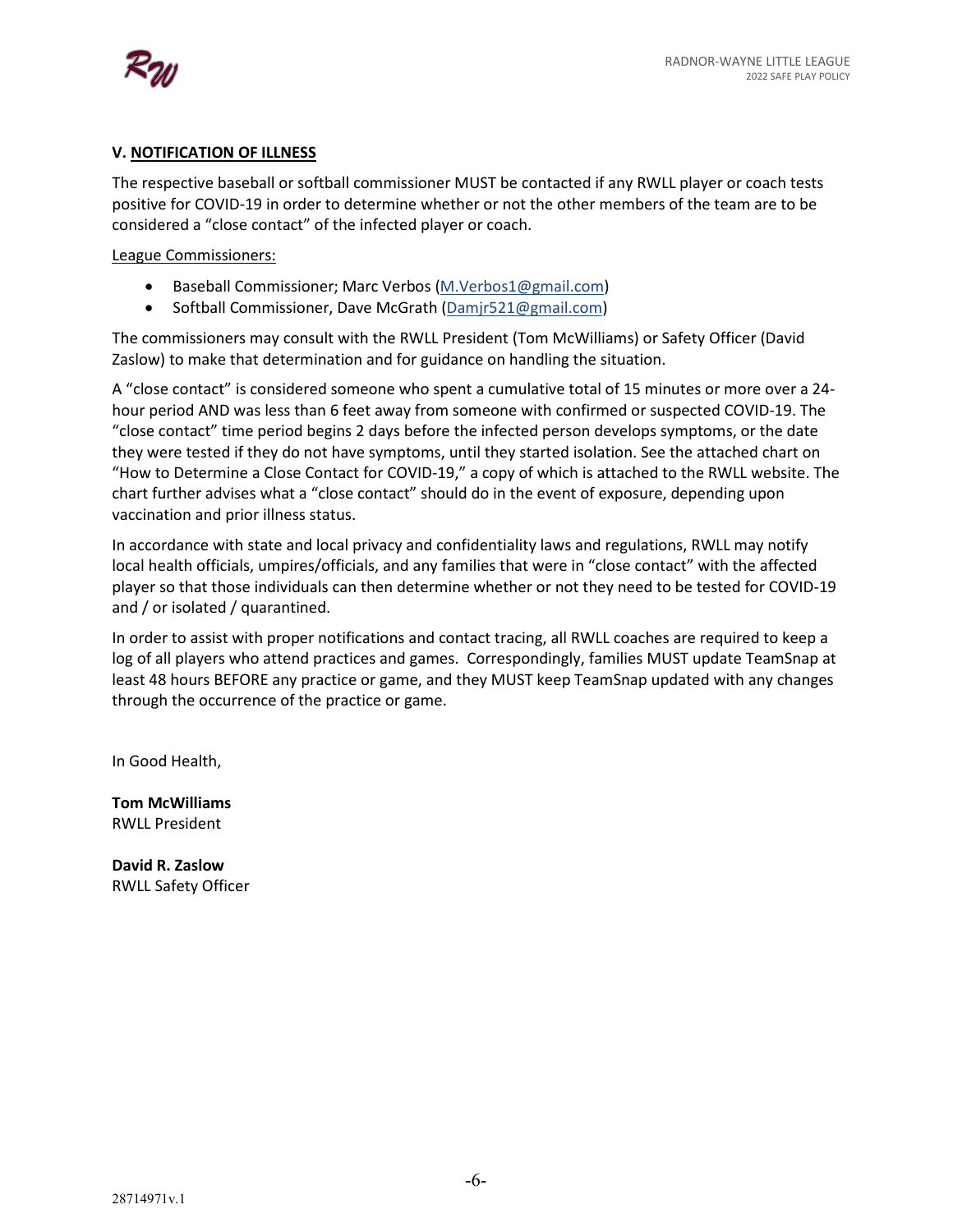## V. **NOTIFICATION OF ILLNESS**

The respective baseball or softball commissioner MUST be contacted if any RWLL player or coach tests positive for COVID-19 in order to determine whether or not the other members of the team are to be considered a "close contact" of the infected player or coach.

League Commissioners:

- Baseball Commissioner; Marc Verbos (M.Verbos1@gmail.com)
- Softball Commissioner, Dave McGrath (Damjr521@gmail.com)

The commissioners may consult with the RWLL President (Tom McWilliams) or Safety Officer (David Zaslow) to make that determination and for guidance on handling the situation.

A "close contact" is considered someone who spent a cumulative total of 15 minutes or more over a 24-hour period AND was less than 6 feet away from someone with confirmed or suspected COVID-19. The "close contact" time period begins 2 days before the infected person develops symptoms, or the date they were tested if they do not have symptoms, until they started isolation. See the attached chart on "How to Determine a Close Contact for COVID-19," a copy of which is attached to the RWLL website. The chart further advises what a "close contact" should do in the event of exposure, depending upon vaccination and prior illness status.

In accordance with state and local privacy and confidentiality laws and regulations, RWLL may notify local health officials, umpires/officials, and any families that were in "close contact" with the affected player so that those individuals can then determine whether or not they need to be tested for COVID-19 and / or isolated / quarantined.

In order to assist with proper notifications and contact tracing, all RWLL coaches are required to keep a log of all players who attend practices and games. Correspondingly, families MUST update TeamSnap at least 48 hours BEFORE any practice or game, and they MUST keep TeamSnap updated with any changes through the occurrence of the practice or game.

In Good Health,

**Tom McWilliams**
RWLL President

**David R. Zaslow**
RWLL Safety Officer

28714971v.1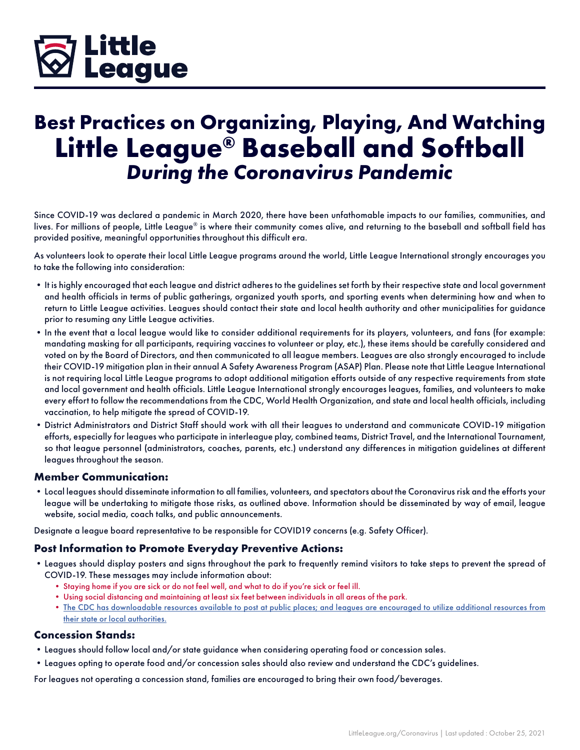# Best Practices on Organizing, Playing, And Watching Little League® Baseball and Softball *During the Coronavirus Pandemic*

Since COVID-19 was declared a pandemic in March 2020, there have been unfathomable impacts to our families, communities, and lives. For millions of people, Little League® is where their community comes alive, and returning to the baseball and softball field has provided positive, meaningful opportunities throughout this difficult era.

As volunteers look to operate their local Little League programs around the world, Little League International strongly encourages you to take the following into consideration:

- It is highly encouraged that each league and district adheres to the guidelines set forth by their respective state and local government and health officials in terms of public gatherings, organized youth sports, and sporting events when determining how and when to return to Little League activities. Leagues should contact their state and local health authority and other municipalities for guidance prior to resuming any Little League activities.
- In the event that a local league would like to consider additional requirements for its players, volunteers, and fans (for example: mandating masking for all participants, requiring vaccines to volunteer or play, etc.), these items should be carefully considered and voted on by the Board of Directors, and then communicated to all league members. Leagues are also strongly encouraged to include their COVID-19 mitigation plan in their annual A Safety Awareness Program (ASAP) Plan. Please note that Little League International is not requiring local Little League programs to adopt additional mitigation efforts outside of any respective requirements from state and local government and health officials. Little League International strongly encourages leagues, families, and volunteers to make every effort to follow the recommendations from the CDC, World Health Organization, and state and local health officials, including vaccination, to help mitigate the spread of COVID-19.
- District Administrators and District Staff should work with all their leagues to understand and communicate COVID-19 mitigation efforts, especially for leagues who participate in interleague play, combined teams, District Travel, and the International Tournament, so that league personnel (administrators, coaches, parents, etc.) understand any differences in mitigation guidelines at different leagues throughout the season.

### Member Communication:

- Local leagues should disseminate information to all families, volunteers, and spectators about the Coronavirus risk and the efforts your league will be undertaking to mitigate those risks, as outlined above. Information should be disseminated by way of email, league website, social media, coach talks, and public announcements.

Designate a league board representative to be responsible for COVID19 concerns (e.g. Safety Officer).

### Post Information to Promote Everyday Preventive Actions:

- Leagues should display posters and signs throughout the park to frequently remind visitors to take steps to prevent the spread of COVID-19. These messages may include information about:
  - Staying home if you are sick or do not feel well, and what to do if you're sick or feel ill.
  - Using social distancing and maintaining at least six feet between individuals in all areas of the park.
  - The CDC has downloadable resources available to post at public places; and leagues are encouraged to utilize additional resources from their state or local authorities.

### Concession Stands:

- Leagues should follow local and/or state guidance when considering operating food or concession sales.
- Leagues opting to operate food and/or concession sales should also review and understand the CDC's guidelines.

For leagues not operating a concession stand, families are encouraged to bring their own food/beverages.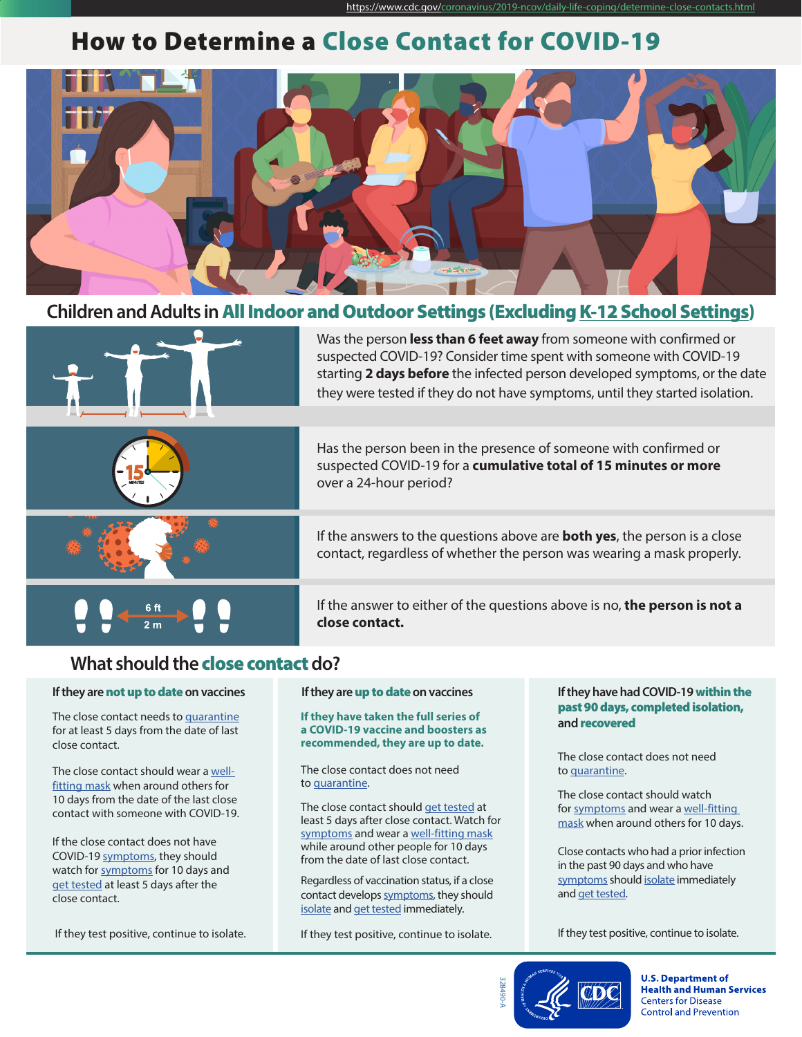https://www.cdc.gov/coronavirus/2019-ncov/daily-life-coping/determine-close-contacts.html

# How to Determine a Close Contact for COVID-19

## Children and Adults in All Indoor and Outdoor Settings (Excluding K-12 School Settings)

Was the person **less than 6 feet away** from someone with confirmed or suspected COVID-19? Consider time spent with someone with COVID-19 starting **2 days before** the infected person developed symptoms, or the date they were tested if they do not have symptoms, until they started isolation.

Has the person been in the presence of someone with confirmed or suspected COVID-19 for a **cumulative total of 15 minutes or more** over a 24-hour period?

If the answers to the questions above are **both yes**, the person is a close contact, regardless of whether the person was wearing a mask properly.

If the answer to either of the questions above is no, **the person is not a close contact.**

## What should the close contact do?

### If they are not up to date on vaccines

The close contact needs to quarantine for at least 5 days from the date of last close contact.

The close contact should wear a well-fitting mask when around others for 10 days from the date of the last close contact with someone with COVID-19.

If the close contact does not have COVID-19 symptoms, they should watch for symptoms for 10 days and get tested at least 5 days after the close contact.

If they test positive, continue to isolate.

### If they are up to date on vaccines

**If they have taken the full series of a COVID-19 vaccine and boosters as recommended, they are up to date.**

The close contact does not need to quarantine.

The close contact should get tested at least 5 days after close contact. Watch for symptoms and wear a well-fitting mask while around other people for 10 days from the date of last close contact.

Regardless of vaccination status, if a close contact develops symptoms, they should isolate and get tested immediately.

If they test positive, continue to isolate.

### If they have had COVID-19 within the past 90 days, completed isolation, and recovered

The close contact does not need to quarantine.

The close contact should watch for symptoms and wear a well-fitting mask when around others for 10 days.

Close contacts who had a prior infection in the past 90 days and who have symptoms should isolate immediately and get tested.

If they test positive, continue to isolate.

328490-A

U.S. Department of Health and Human Services
Centers for Disease Control and Prevention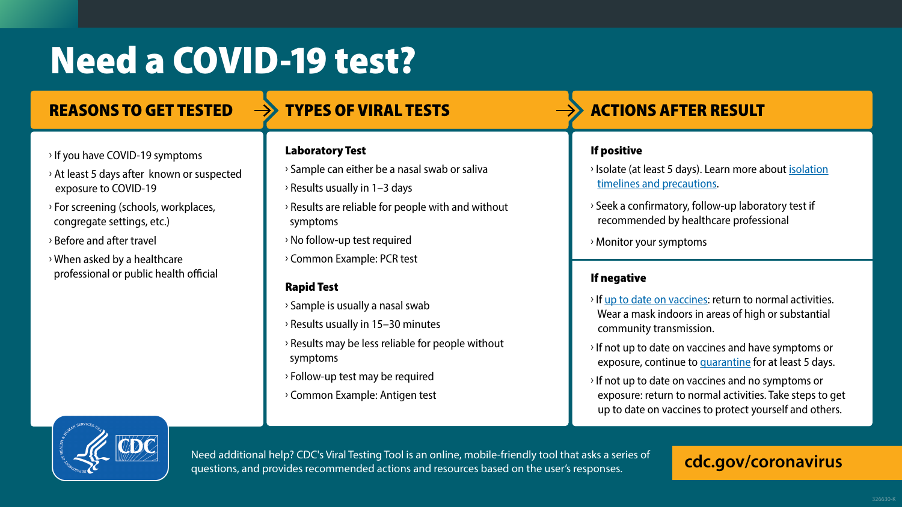# Need a COVID-19 test?

## REASONS TO GET TESTED →

- If you have COVID-19 symptoms
- At least 5 days after known or suspected exposure to COVID-19
- For screening (schools, workplaces, congregate settings, etc.)
- Before and after travel
- When asked by a healthcare professional or public health official

## TYPES OF VIRAL TESTS →

**Laboratory Test**

- Sample can either be a nasal swab or saliva
- Results usually in 1–3 days
- Results are reliable for people with and without symptoms
- No follow-up test required
- Common Example: PCR test

**Rapid Test**

- Sample is usually a nasal swab
- Results usually in 15–30 minutes
- Results may be less reliable for people without symptoms
- Follow-up test may be required
- Common Example: Antigen test

## ACTIONS AFTER RESULT

**If positive**

- Isolate (at least 5 days). Learn more about isolation timelines and precautions.
- Seek a confirmatory, follow-up laboratory test if recommended by healthcare professional
- Monitor your symptoms

**If negative**

- If up to date on vaccines: return to normal activities. Wear a mask indoors in areas of high or substantial community transmission.
- If not up to date on vaccines and have symptoms or exposure, continue to quarantine for at least 5 days.
- If not up to date on vaccines and no symptoms or exposure: return to normal activities. Take steps to get up to date on vaccines to protect yourself and others.

Need additional help? CDC's Viral Testing Tool is an online, mobile-friendly tool that asks a series of questions, and provides recommended actions and resources based on the user's responses.

**cdc.gov/coronavirus**

326630-K